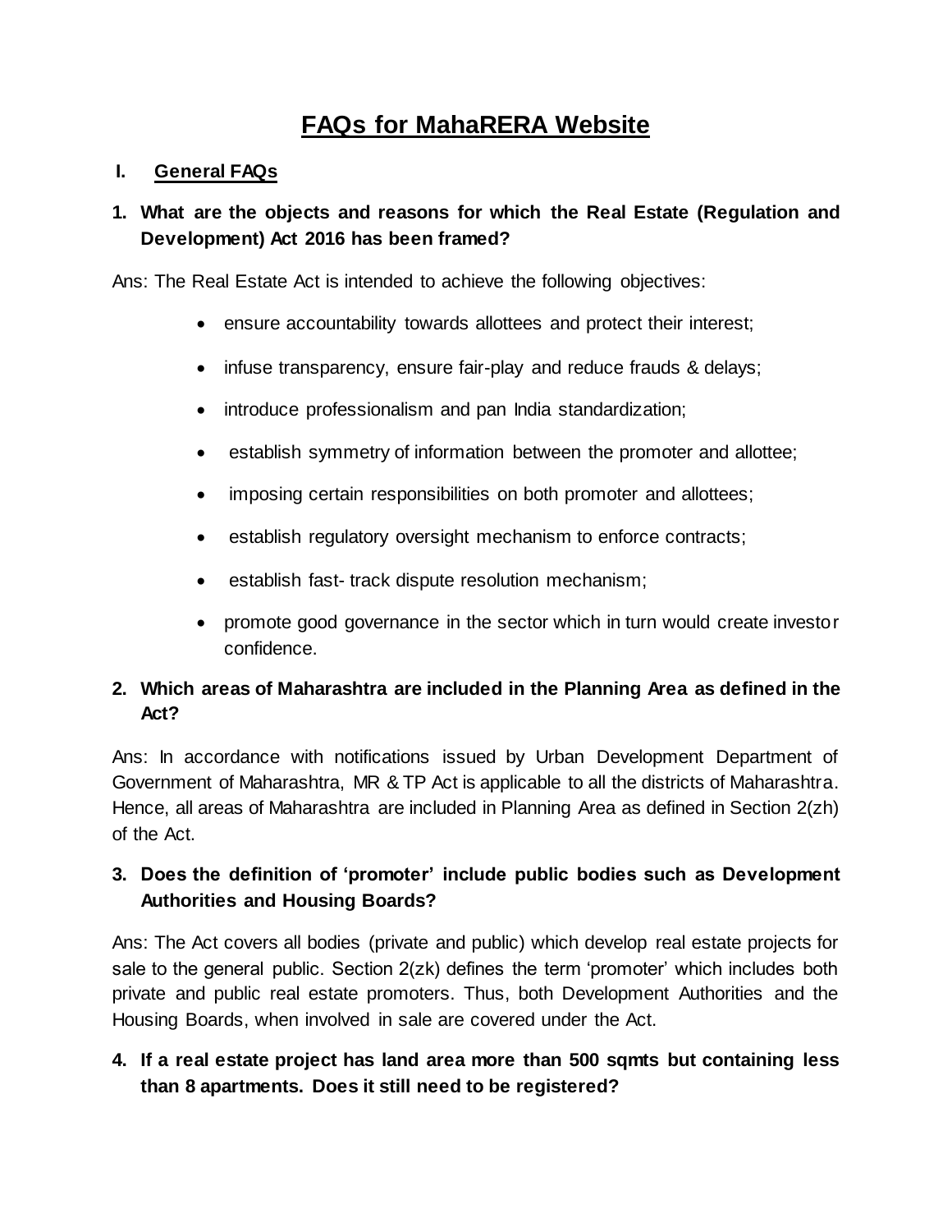# FAQs for MahaRERA Website

## I. General FAQs

**1. What are the objects and reasons for which the Real Estate (Regulation and Development) Act 2016 has been framed?**

Ans: The Real Estate Act is intended to achieve the following objectives:

- ensure accountability towards allottees and protect their interest;
- infuse transparency, ensure fair-play and reduce frauds & delays;
- introduce professionalism and pan India standardization;
- establish symmetry of information between the promoter and allottee;
- imposing certain responsibilities on both promoter and allottees;
- establish regulatory oversight mechanism to enforce contracts;
- establish fast- track dispute resolution mechanism;
- promote good governance in the sector which in turn would create investor confidence.

**2. Which areas of Maharashtra are included in the Planning Area as defined in the Act?**

Ans: In accordance with notifications issued by Urban Development Department of Government of Maharashtra, MR & TP Act is applicable to all the districts of Maharashtra. Hence, all areas of Maharashtra are included in Planning Area as defined in Section 2(zh) of the Act.

**3. Does the definition of 'promoter' include public bodies such as Development Authorities and Housing Boards?**

Ans: The Act covers all bodies (private and public) which develop real estate projects for sale to the general public. Section 2(zk) defines the term 'promoter' which includes both private and public real estate promoters. Thus, both Development Authorities and the Housing Boards, when involved in sale are covered under the Act.

**4. If a real estate project has land area more than 500 sqmts but containing less than 8 apartments. Does it still need to be registered?**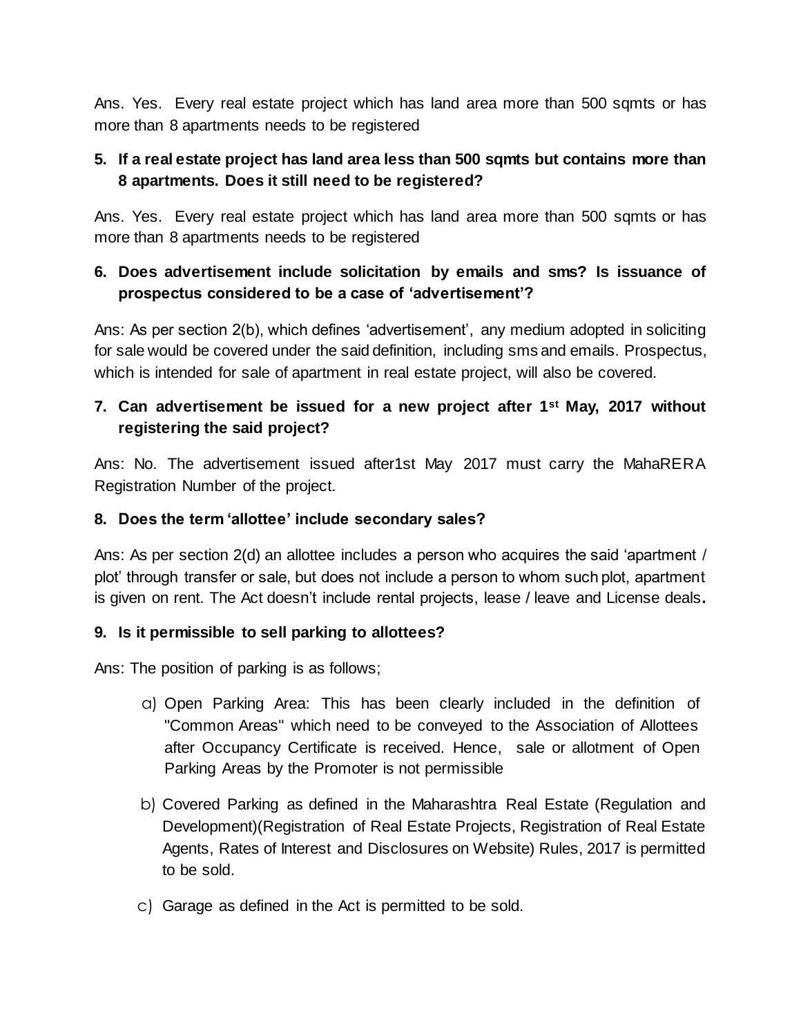Ans. Yes. Every real estate project which has land area more than 500 sqmts or has more than 8 apartments needs to be registered

**5. If a real estate project has land area less than 500 sqmts but contains more than 8 apartments. Does it still need to be registered?**

Ans. Yes. Every real estate project which has land area more than 500 sqmts or has more than 8 apartments needs to be registered

**6. Does advertisement include solicitation by emails and sms? Is issuance of prospectus considered to be a case of 'advertisement'?**

Ans: As per section 2(b), which defines 'advertisement', any medium adopted in soliciting for sale would be covered under the said definition, including sms and emails. Prospectus, which is intended for sale of apartment in real estate project, will also be covered.

**7. Can advertisement be issued for a new project after 1st May, 2017 without registering the said project?**

Ans: No. The advertisement issued after1st May 2017 must carry the MahaRERA Registration Number of the project.

**8. Does the term 'allottee' include secondary sales?**

Ans: As per section 2(d) an allottee includes a person who acquires the said 'apartment / plot' through transfer or sale, but does not include a person to whom such plot, apartment is given on rent. The Act doesn't include rental projects, lease / leave and License deals**.**

**9. Is it permissible to sell parking to allottees?**

Ans: The position of parking is as follows;

a) Open Parking Area: This has been clearly included in the definition of "Common Areas" which need to be conveyed to the Association of Allottees after Occupancy Certificate is received. Hence, sale or allotment of Open Parking Areas by the Promoter is not permissible

b) Covered Parking as defined in the Maharashtra Real Estate (Regulation and Development)(Registration of Real Estate Projects, Registration of Real Estate Agents, Rates of Interest and Disclosures on Website) Rules, 2017 is permitted to be sold.

c) Garage as defined in the Act is permitted to be sold.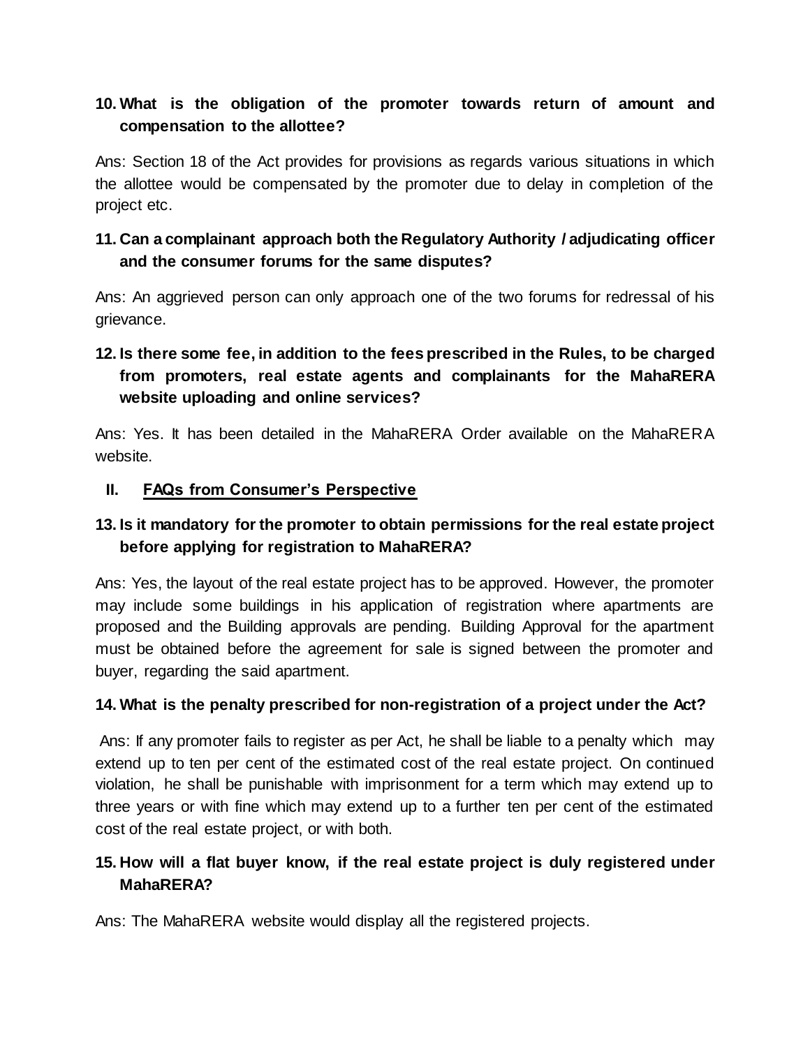**10. What is the obligation of the promoter towards return of amount and compensation to the allottee?**

Ans: Section 18 of the Act provides for provisions as regards various situations in which the allottee would be compensated by the promoter due to delay in completion of the project etc.

**11. Can a complainant approach both the Regulatory Authority / adjudicating officer and the consumer forums for the same disputes?**

Ans: An aggrieved person can only approach one of the two forums for redressal of his grievance.

**12. Is there some fee, in addition to the fees prescribed in the Rules, to be charged from promoters, real estate agents and complainants for the MahaRERA website uploading and online services?**

Ans: Yes. It has been detailed in the MahaRERA Order available on the MahaRERA website.

## II. FAQs from Consumer's Perspective

**13. Is it mandatory for the promoter to obtain permissions for the real estate project before applying for registration to MahaRERA?**

Ans: Yes, the layout of the real estate project has to be approved. However, the promoter may include some buildings in his application of registration where apartments are proposed and the Building approvals are pending. Building Approval for the apartment must be obtained before the agreement for sale is signed between the promoter and buyer, regarding the said apartment.

**14. What is the penalty prescribed for non-registration of a project under the Act?**

Ans: If any promoter fails to register as per Act, he shall be liable to a penalty which may extend up to ten per cent of the estimated cost of the real estate project. On continued violation, he shall be punishable with imprisonment for a term which may extend up to three years or with fine which may extend up to a further ten per cent of the estimated cost of the real estate project, or with both.

**15. How will a flat buyer know, if the real estate project is duly registered under MahaRERA?**

Ans: The MahaRERA website would display all the registered projects.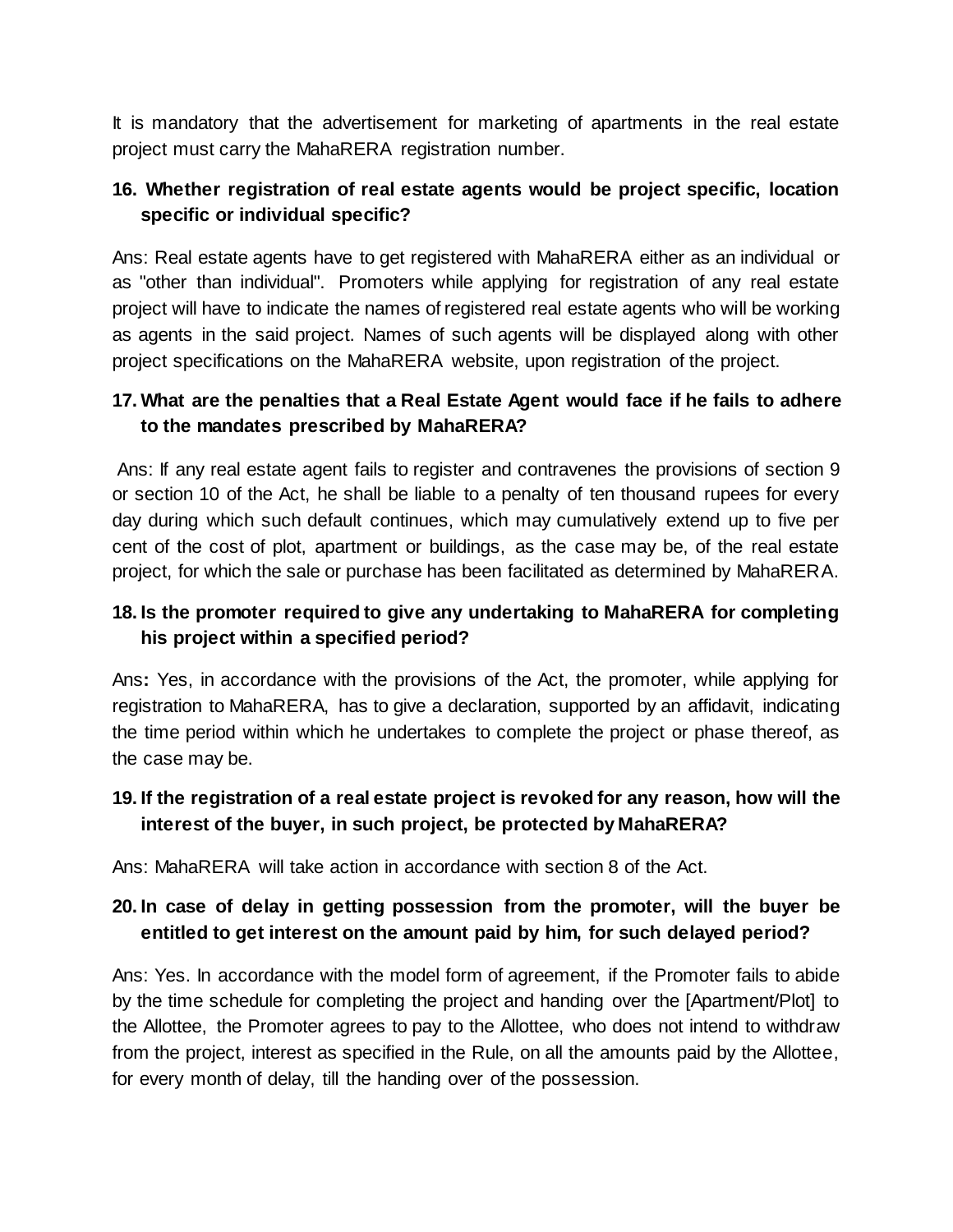It is mandatory that the advertisement for marketing of apartments in the real estate project must carry the MahaRERA registration number.

**16. Whether registration of real estate agents would be project specific, location specific or individual specific?**

Ans: Real estate agents have to get registered with MahaRERA either as an individual or as "other than individual". Promoters while applying for registration of any real estate project will have to indicate the names of registered real estate agents who will be working as agents in the said project. Names of such agents will be displayed along with other project specifications on the MahaRERA website, upon registration of the project.

**17. What are the penalties that a Real Estate Agent would face if he fails to adhere to the mandates prescribed by MahaRERA?**

Ans: If any real estate agent fails to register and contravenes the provisions of section 9 or section 10 of the Act, he shall be liable to a penalty of ten thousand rupees for every day during which such default continues, which may cumulatively extend up to five per cent of the cost of plot, apartment or buildings, as the case may be, of the real estate project, for which the sale or purchase has been facilitated as determined by MahaRERA.

**18. Is the promoter required to give any undertaking to MahaRERA for completing his project within a specified period?**

Ans**:** Yes, in accordance with the provisions of the Act, the promoter, while applying for registration to MahaRERA, has to give a declaration, supported by an affidavit, indicating the time period within which he undertakes to complete the project or phase thereof, as the case may be.

**19. If the registration of a real estate project is revoked for any reason, how will the interest of the buyer, in such project, be protected by MahaRERA?**

Ans: MahaRERA will take action in accordance with section 8 of the Act.

**20. In case of delay in getting possession from the promoter, will the buyer be entitled to get interest on the amount paid by him, for such delayed period?**

Ans: Yes. In accordance with the model form of agreement, if the Promoter fails to abide by the time schedule for completing the project and handing over the [Apartment/Plot] to the Allottee, the Promoter agrees to pay to the Allottee, who does not intend to withdraw from the project, interest as specified in the Rule, on all the amounts paid by the Allottee, for every month of delay, till the handing over of the possession.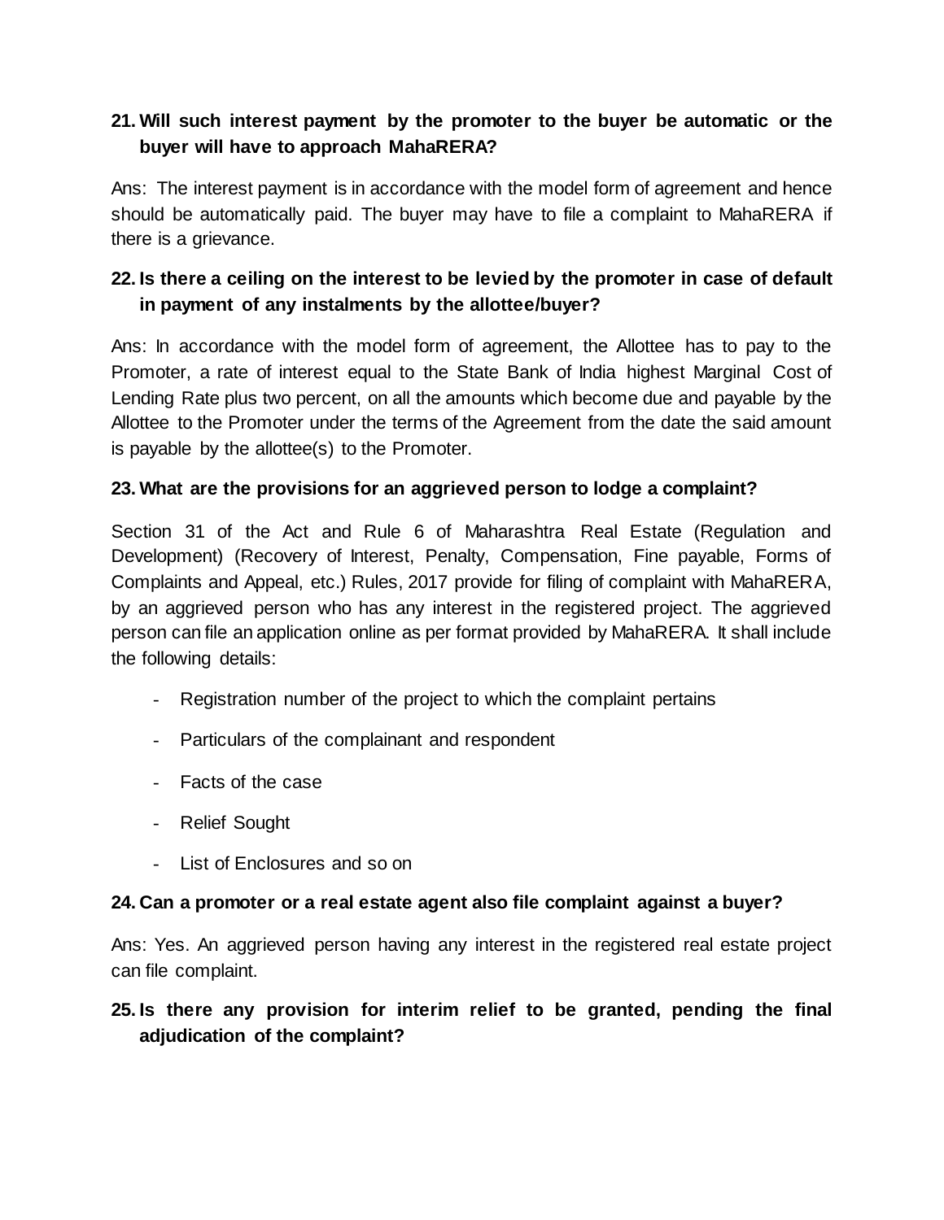**21. Will such interest payment by the promoter to the buyer be automatic or the buyer will have to approach MahaRERA?**

Ans: The interest payment is in accordance with the model form of agreement and hence should be automatically paid. The buyer may have to file a complaint to MahaRERA if there is a grievance.

**22. Is there a ceiling on the interest to be levied by the promoter in case of default in payment of any instalments by the allottee/buyer?**

Ans: In accordance with the model form of agreement, the Allottee has to pay to the Promoter, a rate of interest equal to the State Bank of India highest Marginal Cost of Lending Rate plus two percent, on all the amounts which become due and payable by the Allottee to the Promoter under the terms of the Agreement from the date the said amount is payable by the allottee(s) to the Promoter.

**23. What are the provisions for an aggrieved person to lodge a complaint?**

Section 31 of the Act and Rule 6 of Maharashtra Real Estate (Regulation and Development) (Recovery of Interest, Penalty, Compensation, Fine payable, Forms of Complaints and Appeal, etc.) Rules, 2017 provide for filing of complaint with MahaRERA, by an aggrieved person who has any interest in the registered project. The aggrieved person can file an application online as per format provided by MahaRERA. It shall include the following details:

- Registration number of the project to which the complaint pertains
- Particulars of the complainant and respondent
- Facts of the case
- Relief Sought
- List of Enclosures and so on

**24. Can a promoter or a real estate agent also file complaint against a buyer?**

Ans: Yes. An aggrieved person having any interest in the registered real estate project can file complaint.

**25. Is there any provision for interim relief to be granted, pending the final adjudication of the complaint?**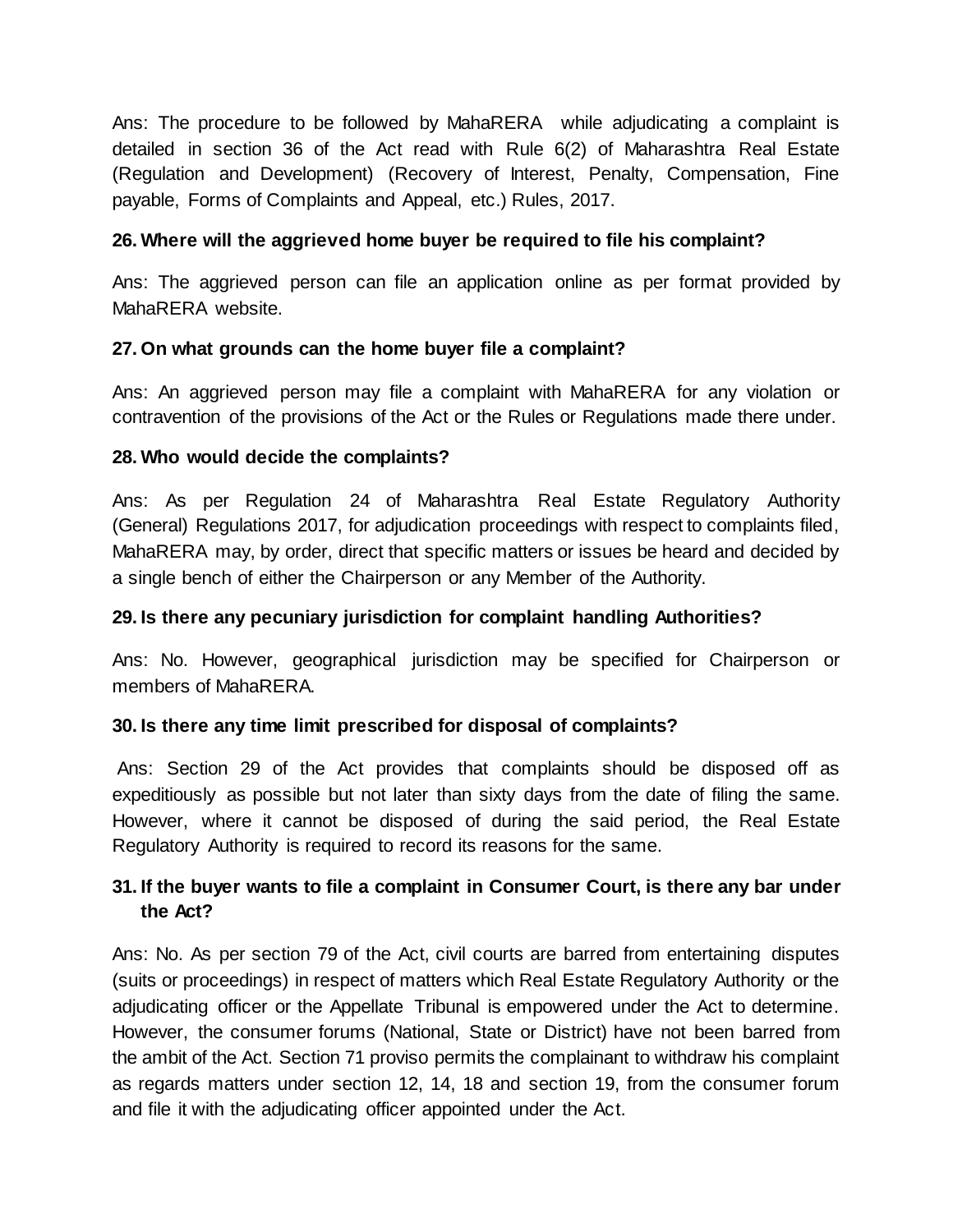Ans: The procedure to be followed by MahaRERA while adjudicating a complaint is detailed in section 36 of the Act read with Rule 6(2) of Maharashtra Real Estate (Regulation and Development) (Recovery of Interest, Penalty, Compensation, Fine payable, Forms of Complaints and Appeal, etc.) Rules, 2017.

**26. Where will the aggrieved home buyer be required to file his complaint?**

Ans: The aggrieved person can file an application online as per format provided by MahaRERA website.

**27. On what grounds can the home buyer file a complaint?**

Ans: An aggrieved person may file a complaint with MahaRERA for any violation or contravention of the provisions of the Act or the Rules or Regulations made there under.

**28. Who would decide the complaints?**

Ans: As per Regulation 24 of Maharashtra Real Estate Regulatory Authority (General) Regulations 2017, for adjudication proceedings with respect to complaints filed, MahaRERA may, by order, direct that specific matters or issues be heard and decided by a single bench of either the Chairperson or any Member of the Authority.

**29. Is there any pecuniary jurisdiction for complaint handling Authorities?**

Ans: No. However, geographical jurisdiction may be specified for Chairperson or members of MahaRERA.

**30. Is there any time limit prescribed for disposal of complaints?**

Ans: Section 29 of the Act provides that complaints should be disposed off as expeditiously as possible but not later than sixty days from the date of filing the same. However, where it cannot be disposed of during the said period, the Real Estate Regulatory Authority is required to record its reasons for the same.

**31. If the buyer wants to file a complaint in Consumer Court, is there any bar under the Act?**

Ans: No. As per section 79 of the Act, civil courts are barred from entertaining disputes (suits or proceedings) in respect of matters which Real Estate Regulatory Authority or the adjudicating officer or the Appellate Tribunal is empowered under the Act to determine. However, the consumer forums (National, State or District) have not been barred from the ambit of the Act. Section 71 proviso permits the complainant to withdraw his complaint as regards matters under section 12, 14, 18 and section 19, from the consumer forum and file it with the adjudicating officer appointed under the Act.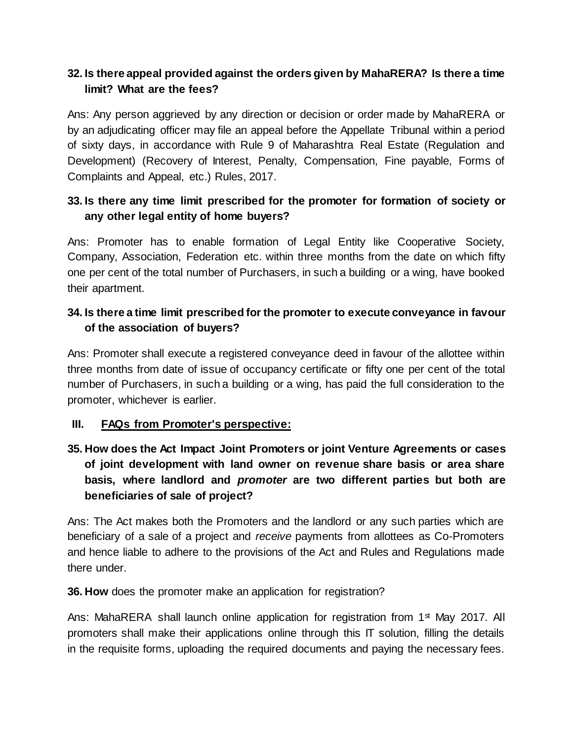**32. Is there appeal provided against the orders given by MahaRERA? Is there a time limit? What are the fees?**

Ans: Any person aggrieved by any direction or decision or order made by MahaRERA or by an adjudicating officer may file an appeal before the Appellate Tribunal within a period of sixty days, in accordance with Rule 9 of Maharashtra Real Estate (Regulation and Development) (Recovery of Interest, Penalty, Compensation, Fine payable, Forms of Complaints and Appeal, etc.) Rules, 2017.

**33. Is there any time limit prescribed for the promoter for formation of society or any other legal entity of home buyers?**

Ans: Promoter has to enable formation of Legal Entity like Cooperative Society, Company, Association, Federation etc. within three months from the date on which fifty one per cent of the total number of Purchasers, in such a building or a wing, have booked their apartment.

**34. Is there a time limit prescribed for the promoter to execute conveyance in favour of the association of buyers?**

Ans: Promoter shall execute a registered conveyance deed in favour of the allottee within three months from date of issue of occupancy certificate or fifty one per cent of the total number of Purchasers, in such a building or a wing, has paid the full consideration to the promoter, whichever is earlier.

## III. FAQs from Promoter's perspective:

**35. How does the Act Impact Joint Promoters or joint Venture Agreements or cases of joint development with land owner on revenue share basis or area share basis, where landlord and *promoter* are two different parties but both are beneficiaries of sale of project?**

Ans: The Act makes both the Promoters and the landlord or any such parties which are beneficiary of a sale of a project and *receive* payments from allottees as Co-Promoters and hence liable to adhere to the provisions of the Act and Rules and Regulations made there under.

**36. How** does the promoter make an application for registration?

Ans: MahaRERA shall launch online application for registration from 1st May 2017. All promoters shall make their applications online through this IT solution, filling the details in the requisite forms, uploading the required documents and paying the necessary fees.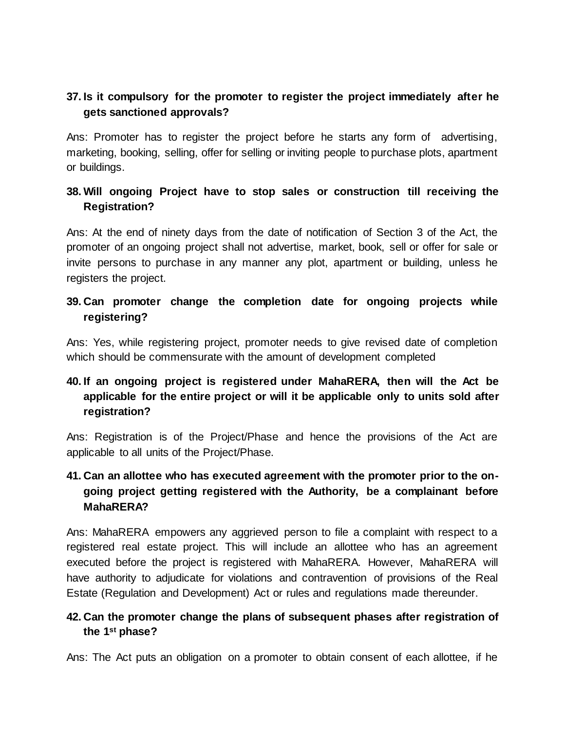**37. Is it compulsory for the promoter to register the project immediately after he gets sanctioned approvals?**

Ans: Promoter has to register the project before he starts any form of advertising, marketing, booking, selling, offer for selling or inviting people to purchase plots, apartment or buildings.

**38. Will ongoing Project have to stop sales or construction till receiving the Registration?**

Ans: At the end of ninety days from the date of notification of Section 3 of the Act, the promoter of an ongoing project shall not advertise, market, book, sell or offer for sale or invite persons to purchase in any manner any plot, apartment or building, unless he registers the project.

**39. Can promoter change the completion date for ongoing projects while registering?**

Ans: Yes, while registering project, promoter needs to give revised date of completion which should be commensurate with the amount of development completed

**40. If an ongoing project is registered under MahaRERA, then will the Act be applicable for the entire project or will it be applicable only to units sold after registration?**

Ans: Registration is of the Project/Phase and hence the provisions of the Act are applicable to all units of the Project/Phase.

**41. Can an allottee who has executed agreement with the promoter prior to the on-going project getting registered with the Authority, be a complainant before MahaRERA?**

Ans: MahaRERA empowers any aggrieved person to file a complaint with respect to a registered real estate project. This will include an allottee who has an agreement executed before the project is registered with MahaRERA. However, MahaRERA will have authority to adjudicate for violations and contravention of provisions of the Real Estate (Regulation and Development) Act or rules and regulations made thereunder.

**42. Can the promoter change the plans of subsequent phases after registration of the 1st phase?**

Ans: The Act puts an obligation on a promoter to obtain consent of each allottee, if he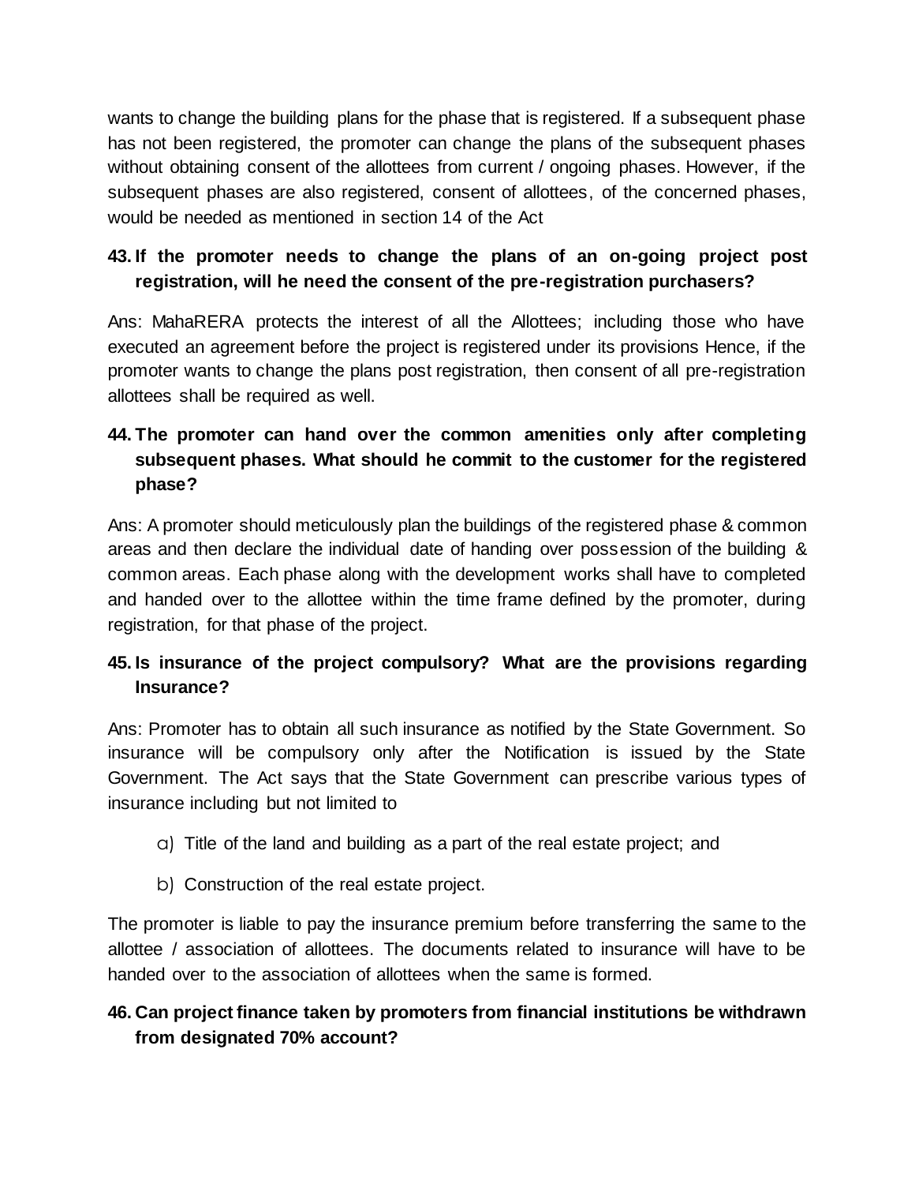wants to change the building plans for the phase that is registered. If a subsequent phase has not been registered, the promoter can change the plans of the subsequent phases without obtaining consent of the allottees from current / ongoing phases. However, if the subsequent phases are also registered, consent of allottees, of the concerned phases, would be needed as mentioned in section 14 of the Act

**43. If the promoter needs to change the plans of an on-going project post registration, will he need the consent of the pre-registration purchasers?**

Ans: MahaRERA protects the interest of all the Allottees; including those who have executed an agreement before the project is registered under its provisions Hence, if the promoter wants to change the plans post registration, then consent of all pre-registration allottees shall be required as well.

**44. The promoter can hand over the common amenities only after completing subsequent phases. What should he commit to the customer for the registered phase?**

Ans: A promoter should meticulously plan the buildings of the registered phase & common areas and then declare the individual date of handing over possession of the building & common areas. Each phase along with the development works shall have to completed and handed over to the allottee within the time frame defined by the promoter, during registration, for that phase of the project.

**45. Is insurance of the project compulsory? What are the provisions regarding Insurance?**

Ans: Promoter has to obtain all such insurance as notified by the State Government. So insurance will be compulsory only after the Notification is issued by the State Government. The Act says that the State Government can prescribe various types of insurance including but not limited to

a) Title of the land and building as a part of the real estate project; and

b) Construction of the real estate project.

The promoter is liable to pay the insurance premium before transferring the same to the allottee / association of allottees. The documents related to insurance will have to be handed over to the association of allottees when the same is formed.

**46. Can project finance taken by promoters from financial institutions be withdrawn from designated 70% account?**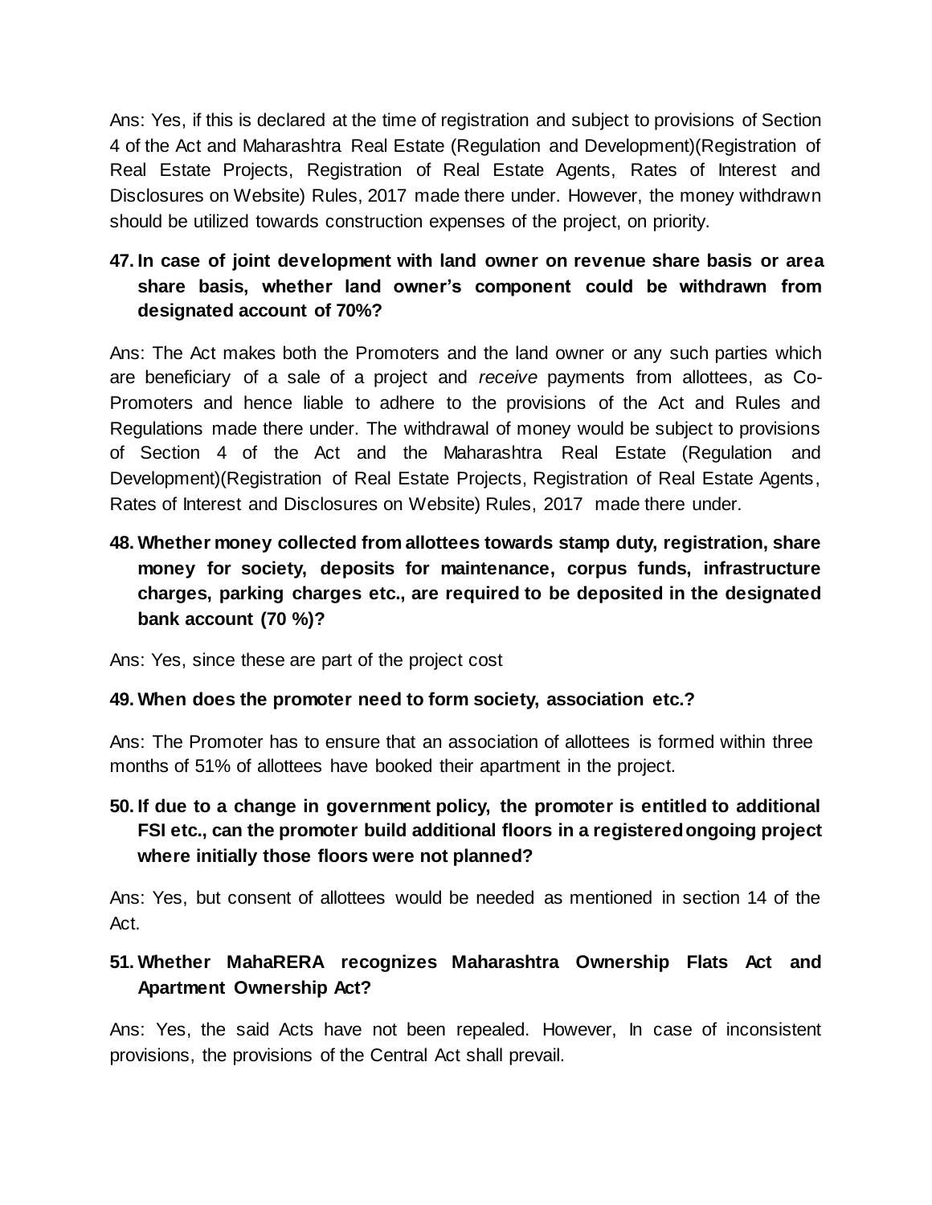Ans: Yes, if this is declared at the time of registration and subject to provisions of Section 4 of the Act and Maharashtra Real Estate (Regulation and Development)(Registration of Real Estate Projects, Registration of Real Estate Agents, Rates of Interest and Disclosures on Website) Rules, 2017 made there under. However, the money withdrawn should be utilized towards construction expenses of the project, on priority.

**47. In case of joint development with land owner on revenue share basis or area share basis, whether land owner's component could be withdrawn from designated account of 70%?**

Ans: The Act makes both the Promoters and the land owner or any such parties which are beneficiary of a sale of a project and *receive* payments from allottees, as Co-Promoters and hence liable to adhere to the provisions of the Act and Rules and Regulations made there under. The withdrawal of money would be subject to provisions of Section 4 of the Act and the Maharashtra Real Estate (Regulation and Development)(Registration of Real Estate Projects, Registration of Real Estate Agents, Rates of Interest and Disclosures on Website) Rules, 2017 made there under.

**48. Whether money collected from allottees towards stamp duty, registration, share money for society, deposits for maintenance, corpus funds, infrastructure charges, parking charges etc., are required to be deposited in the designated bank account (70 %)?**

Ans: Yes, since these are part of the project cost

**49. When does the promoter need to form society, association etc.?**

Ans: The Promoter has to ensure that an association of allottees is formed within three months of 51% of allottees have booked their apartment in the project.

**50. If due to a change in government policy, the promoter is entitled to additional FSI etc., can the promoter build additional floors in a registered ongoing project where initially those floors were not planned?**

Ans: Yes, but consent of allottees would be needed as mentioned in section 14 of the Act.

**51. Whether MahaRERA recognizes Maharashtra Ownership Flats Act and Apartment Ownership Act?**

Ans: Yes, the said Acts have not been repealed. However, In case of inconsistent provisions, the provisions of the Central Act shall prevail.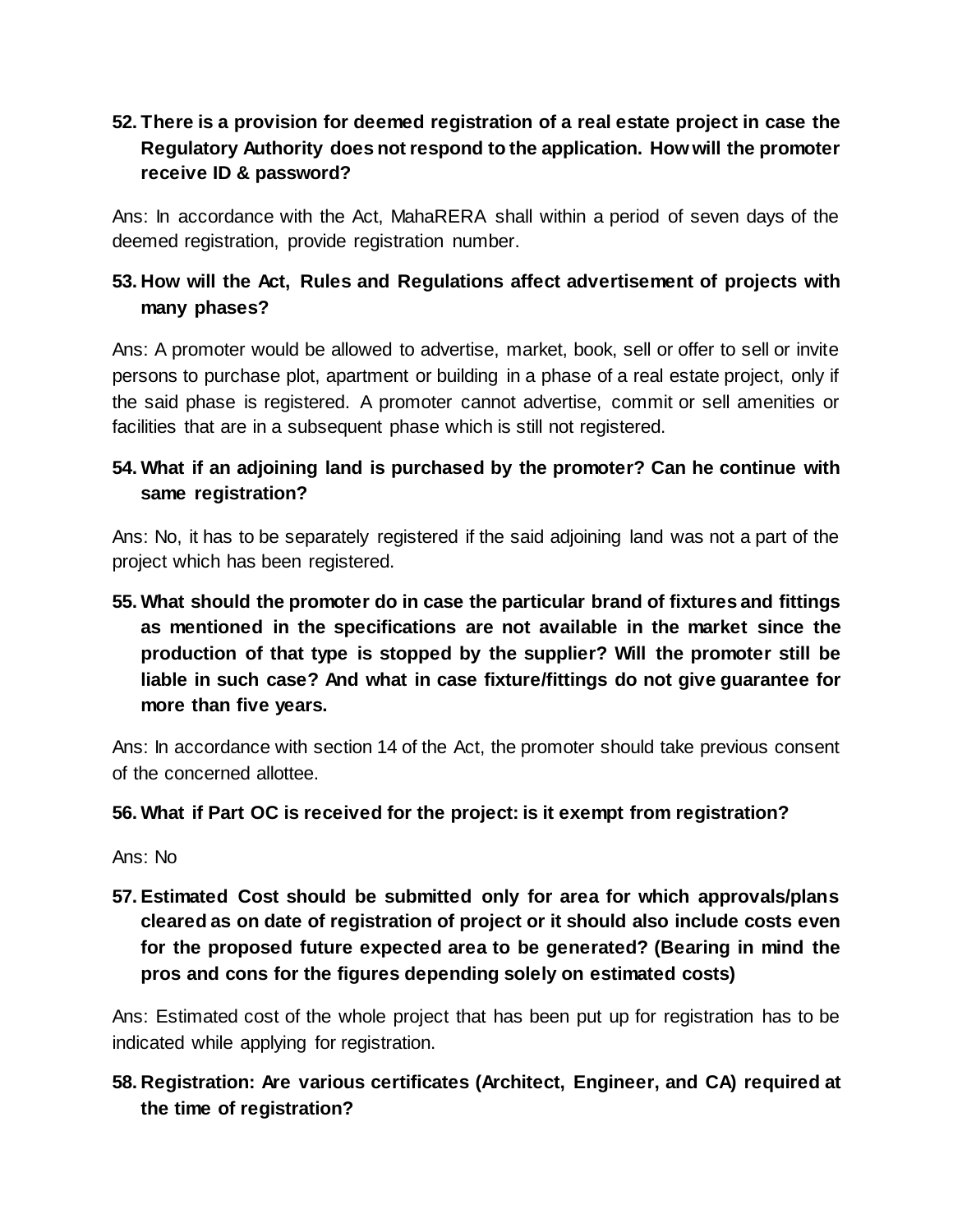**52. There is a provision for deemed registration of a real estate project in case the Regulatory Authority does not respond to the application. How will the promoter receive ID & password?**

Ans: In accordance with the Act, MahaRERA shall within a period of seven days of the deemed registration, provide registration number.

**53. How will the Act, Rules and Regulations affect advertisement of projects with many phases?**

Ans: A promoter would be allowed to advertise, market, book, sell or offer to sell or invite persons to purchase plot, apartment or building in a phase of a real estate project, only if the said phase is registered. A promoter cannot advertise, commit or sell amenities or facilities that are in a subsequent phase which is still not registered.

**54. What if an adjoining land is purchased by the promoter? Can he continue with same registration?**

Ans: No, it has to be separately registered if the said adjoining land was not a part of the project which has been registered.

**55. What should the promoter do in case the particular brand of fixtures and fittings as mentioned in the specifications are not available in the market since the production of that type is stopped by the supplier? Will the promoter still be liable in such case? And what in case fixture/fittings do not give guarantee for more than five years.**

Ans: In accordance with section 14 of the Act, the promoter should take previous consent of the concerned allottee.

**56. What if Part OC is received for the project: is it exempt from registration?**

Ans: No

**57. Estimated Cost should be submitted only for area for which approvals/plans cleared as on date of registration of project or it should also include costs even for the proposed future expected area to be generated? (Bearing in mind the pros and cons for the figures depending solely on estimated costs)**

Ans: Estimated cost of the whole project that has been put up for registration has to be indicated while applying for registration.

**58. Registration: Are various certificates (Architect, Engineer, and CA) required at the time of registration?**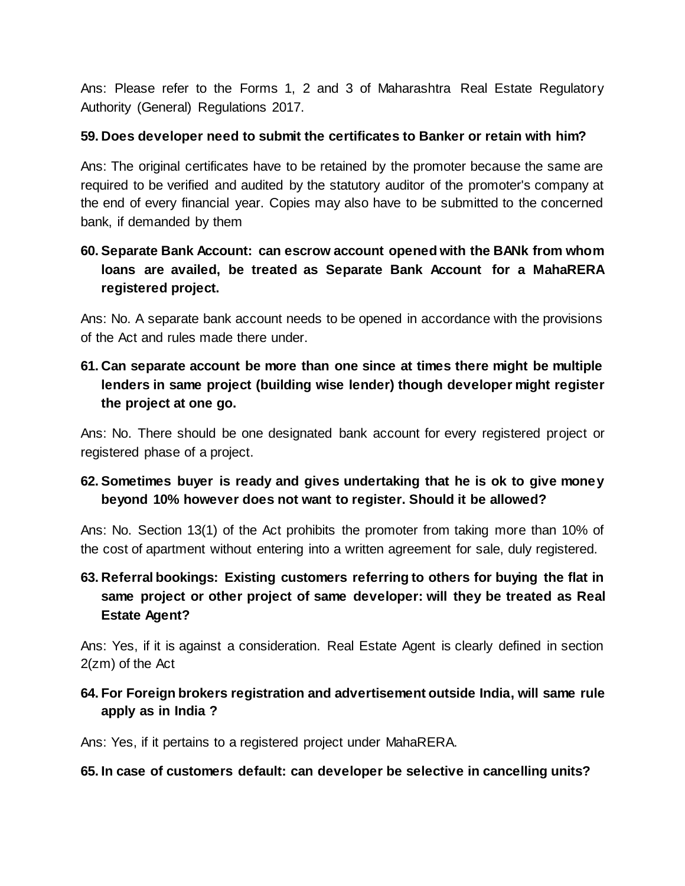Ans: Please refer to the Forms 1, 2 and 3 of Maharashtra Real Estate Regulatory Authority (General) Regulations 2017.

**59. Does developer need to submit the certificates to Banker or retain with him?**

Ans: The original certificates have to be retained by the promoter because the same are required to be verified and audited by the statutory auditor of the promoter's company at the end of every financial year. Copies may also have to be submitted to the concerned bank, if demanded by them

**60. Separate Bank Account: can escrow account opened with the BANk from whom loans are availed, be treated as Separate Bank Account for a MahaRERA registered project.**

Ans: No. A separate bank account needs to be opened in accordance with the provisions of the Act and rules made there under.

**61. Can separate account be more than one since at times there might be multiple lenders in same project (building wise lender) though developer might register the project at one go.**

Ans: No. There should be one designated bank account for every registered project or registered phase of a project.

**62. Sometimes buyer is ready and gives undertaking that he is ok to give money beyond 10% however does not want to register. Should it be allowed?**

Ans: No. Section 13(1) of the Act prohibits the promoter from taking more than 10% of the cost of apartment without entering into a written agreement for sale, duly registered.

**63. Referral bookings: Existing customers referring to others for buying the flat in same project or other project of same developer: will they be treated as Real Estate Agent?**

Ans: Yes, if it is against a consideration. Real Estate Agent is clearly defined in section 2(zm) of the Act

**64. For Foreign brokers registration and advertisement outside India, will same rule apply as in India ?**

Ans: Yes, if it pertains to a registered project under MahaRERA.

**65. In case of customers default: can developer be selective in cancelling units?**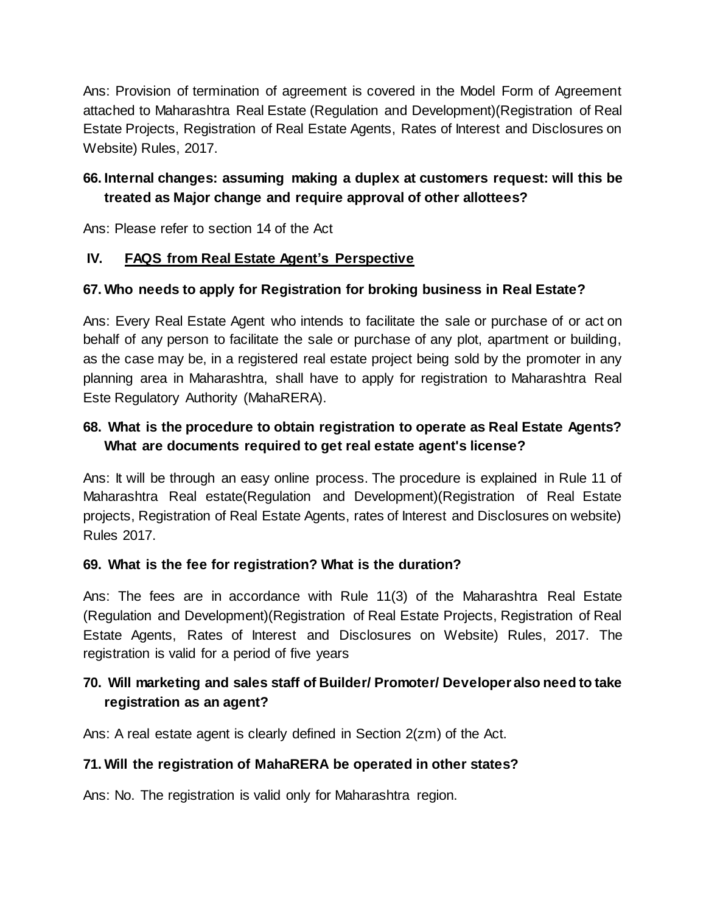Ans: Provision of termination of agreement is covered in the Model Form of Agreement attached to Maharashtra Real Estate (Regulation and Development)(Registration of Real Estate Projects, Registration of Real Estate Agents, Rates of Interest and Disclosures on Website) Rules, 2017.

**66. Internal changes: assuming making a duplex at customers request: will this be treated as Major change and require approval of other allottees?**

Ans: Please refer to section 14 of the Act

## IV. <u>FAQS from Real Estate Agent's Perspective</u>

**67. Who needs to apply for Registration for broking business in Real Estate?**

Ans: Every Real Estate Agent who intends to facilitate the sale or purchase of or act on behalf of any person to facilitate the sale or purchase of any plot, apartment or building, as the case may be, in a registered real estate project being sold by the promoter in any planning area in Maharashtra, shall have to apply for registration to Maharashtra Real Este Regulatory Authority (MahaRERA).

**68. What is the procedure to obtain registration to operate as Real Estate Agents? What are documents required to get real estate agent's license?**

Ans: It will be through an easy online process. The procedure is explained in Rule 11 of Maharashtra Real estate(Regulation and Development)(Registration of Real Estate projects, Registration of Real Estate Agents, rates of Interest and Disclosures on website) Rules 2017.

**69. What is the fee for registration? What is the duration?**

Ans: The fees are in accordance with Rule 11(3) of the Maharashtra Real Estate (Regulation and Development)(Registration of Real Estate Projects, Registration of Real Estate Agents, Rates of Interest and Disclosures on Website) Rules, 2017. The registration is valid for a period of five years

**70. Will marketing and sales staff of Builder/ Promoter/ Developer also need to take registration as an agent?**

Ans: A real estate agent is clearly defined in Section 2(zm) of the Act.

**71. Will the registration of MahaRERA be operated in other states?**

Ans: No. The registration is valid only for Maharashtra region.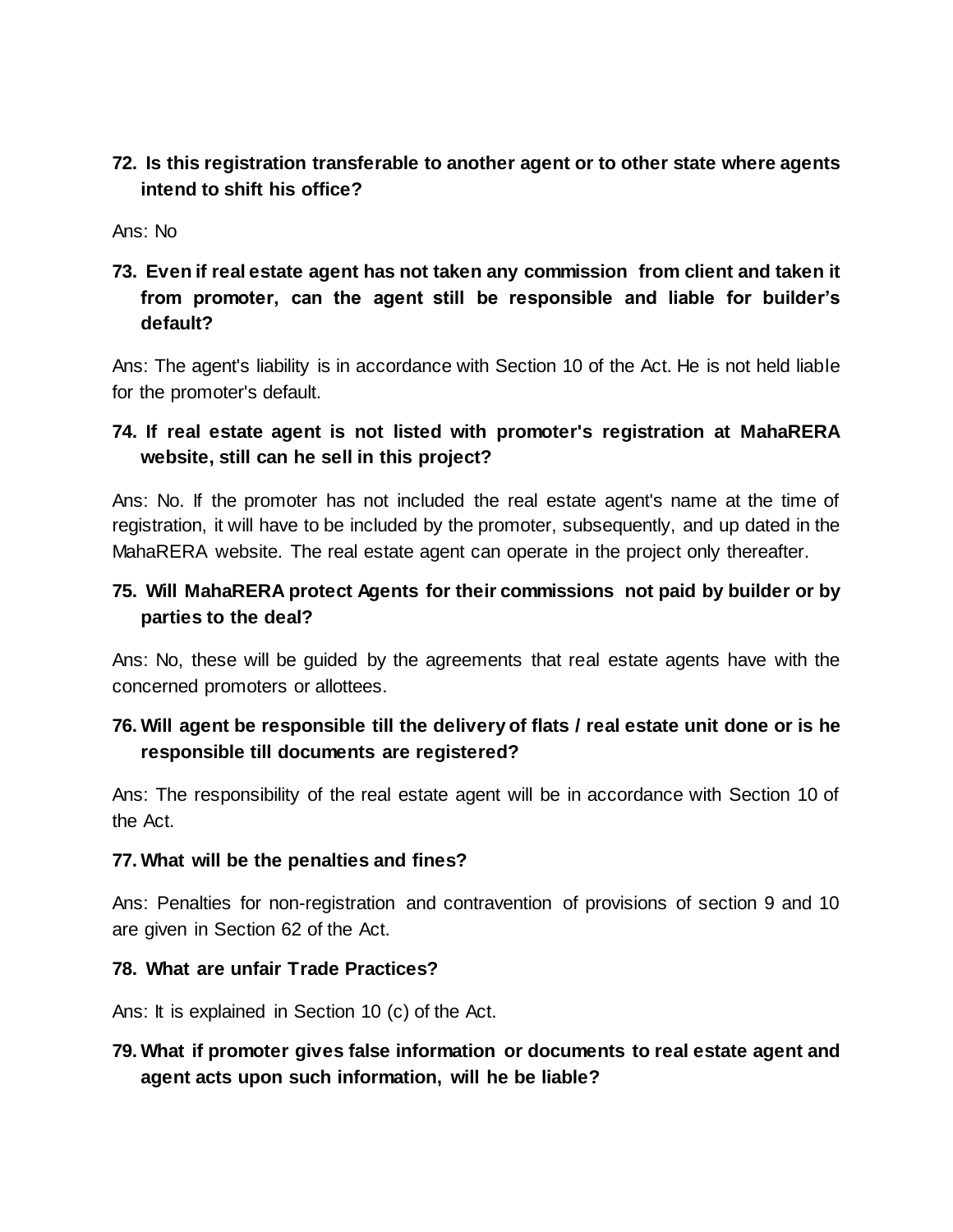**72. Is this registration transferable to another agent or to other state where agents intend to shift his office?**

Ans: No

**73. Even if real estate agent has not taken any commission from client and taken it from promoter, can the agent still be responsible and liable for builder's default?**

Ans: The agent's liability is in accordance with Section 10 of the Act. He is not held liable for the promoter's default.

**74. If real estate agent is not listed with promoter's registration at MahaRERA website, still can he sell in this project?**

Ans: No. If the promoter has not included the real estate agent's name at the time of registration, it will have to be included by the promoter, subsequently, and up dated in the MahaRERA website. The real estate agent can operate in the project only thereafter.

**75. Will MahaRERA protect Agents for their commissions not paid by builder or by parties to the deal?**

Ans: No, these will be guided by the agreements that real estate agents have with the concerned promoters or allottees.

**76. Will agent be responsible till the delivery of flats / real estate unit done or is he responsible till documents are registered?**

Ans: The responsibility of the real estate agent will be in accordance with Section 10 of the Act.

**77. What will be the penalties and fines?**

Ans: Penalties for non-registration and contravention of provisions of section 9 and 10 are given in Section 62 of the Act.

**78. What are unfair Trade Practices?**

Ans: It is explained in Section 10 (c) of the Act.

**79. What if promoter gives false information or documents to real estate agent and agent acts upon such information, will he be liable?**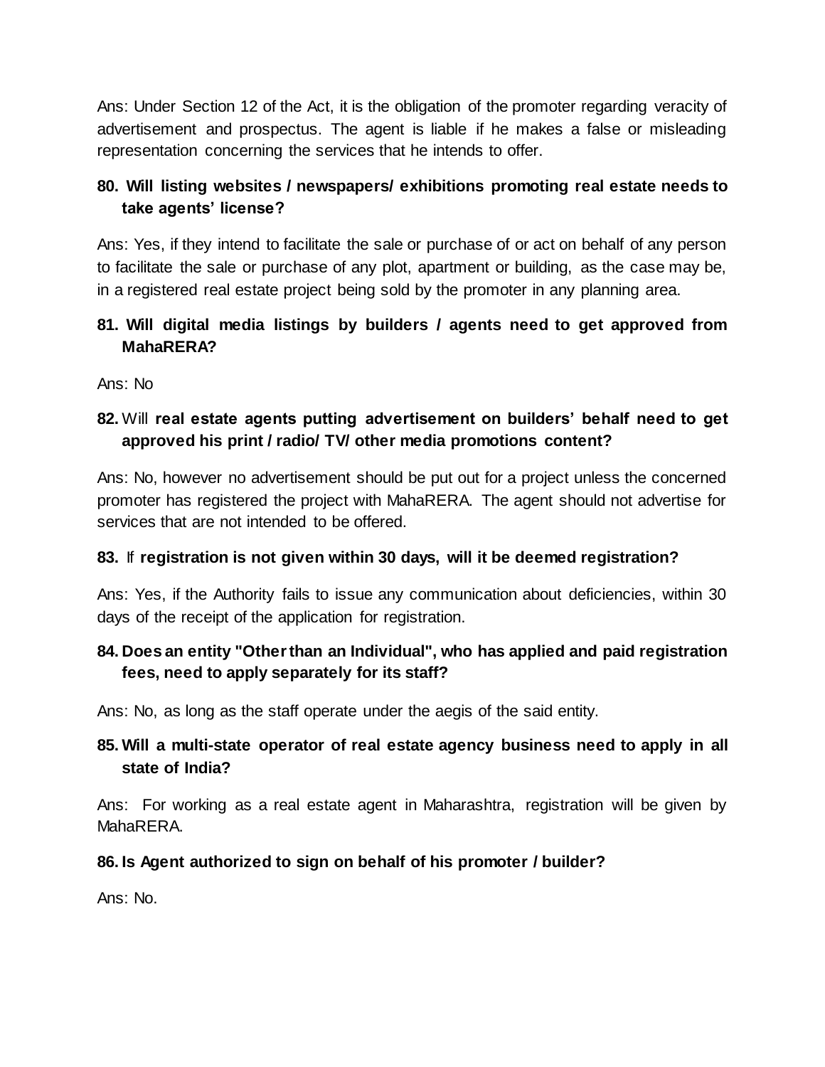Ans: Under Section 12 of the Act, it is the obligation of the promoter regarding veracity of advertisement and prospectus. The agent is liable if he makes a false or misleading representation concerning the services that he intends to offer.

**80. Will listing websites / newspapers/ exhibitions promoting real estate needs to take agents' license?**

Ans: Yes, if they intend to facilitate the sale or purchase of or act on behalf of any person to facilitate the sale or purchase of any plot, apartment or building, as the case may be, in a registered real estate project being sold by the promoter in any planning area.

**81. Will digital media listings by builders / agents need to get approved from MahaRERA?**

Ans: No

**82.** Will **real estate agents putting advertisement on builders' behalf need to get approved his print / radio/ TV/ other media promotions content?**

Ans: No, however no advertisement should be put out for a project unless the concerned promoter has registered the project with MahaRERA. The agent should not advertise for services that are not intended to be offered.

**83.** If **registration is not given within 30 days, will it be deemed registration?**

Ans: Yes, if the Authority fails to issue any communication about deficiencies, within 30 days of the receipt of the application for registration.

**84. Does an entity "Other than an Individual", who has applied and paid registration fees, need to apply separately for its staff?**

Ans: No, as long as the staff operate under the aegis of the said entity.

**85. Will a multi-state operator of real estate agency business need to apply in all state of India?**

Ans: For working as a real estate agent in Maharashtra, registration will be given by MahaRERA.

**86. Is Agent authorized to sign on behalf of his promoter / builder?**

Ans: No.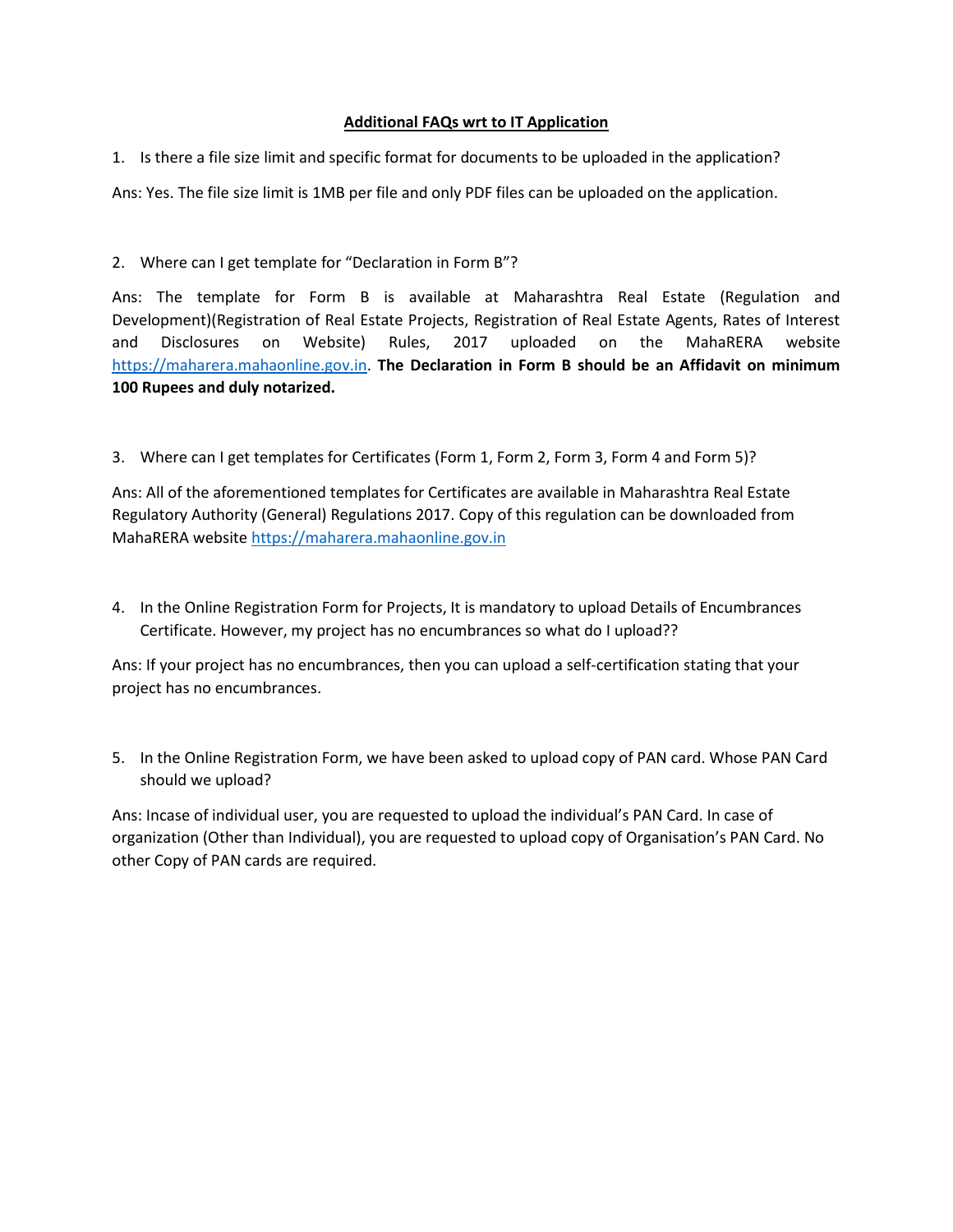## Additional FAQs wrt to IT Application

1. Is there a file size limit and specific format for documents to be uploaded in the application?

Ans: Yes. The file size limit is 1MB per file and only PDF files can be uploaded on the application.

2. Where can I get template for "Declaration in Form B"?

Ans: The template for Form B is available at Maharashtra Real Estate (Regulation and Development)(Registration of Real Estate Projects, Registration of Real Estate Agents, Rates of Interest and Disclosures on Website) Rules, 2017 uploaded on the MahaRERA website https://maharera.mahaonline.gov.in. **The Declaration in Form B should be an Affidavit on minimum 100 Rupees and duly notarized.**

3. Where can I get templates for Certificates (Form 1, Form 2, Form 3, Form 4 and Form 5)?

Ans: All of the aforementioned templates for Certificates are available in Maharashtra Real Estate Regulatory Authority (General) Regulations 2017. Copy of this regulation can be downloaded from MahaRERA website https://maharera.mahaonline.gov.in

4. In the Online Registration Form for Projects, It is mandatory to upload Details of Encumbrances Certificate. However, my project has no encumbrances so what do I upload??

Ans: If your project has no encumbrances, then you can upload a self-certification stating that your project has no encumbrances.

5. In the Online Registration Form, we have been asked to upload copy of PAN card. Whose PAN Card should we upload?

Ans: Incase of individual user, you are requested to upload the individual's PAN Card. In case of organization (Other than Individual), you are requested to upload copy of Organisation's PAN Card. No other Copy of PAN cards are required.